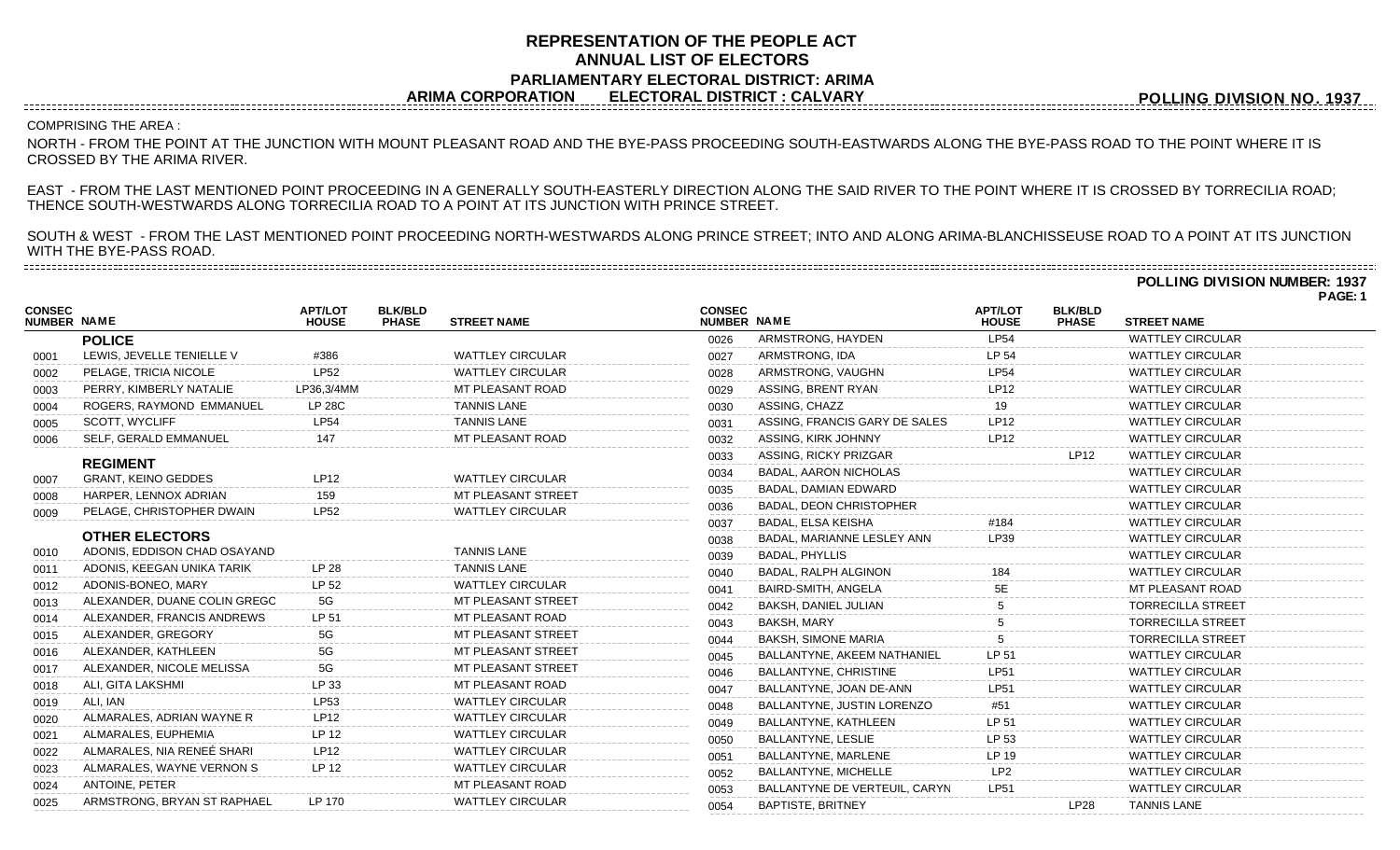# REPRESENTATION OF THE PEOPLE ACT
## ANNUAL LIST OF ELECTORS
### PARLIAMENTARY ELECTORAL DISTRICT: ARIMA
### ARIMA CORPORATION ELECTORAL DISTRICT : CALVARY

**POLLING DIVISION NO. 1937**

COMPRISING THE AREA :

NORTH - FROM THE POINT AT THE JUNCTION WITH MOUNT PLEASANT ROAD AND THE BYE-PASS PROCEEDING SOUTH-EASTWARDS ALONG THE BYE-PASS ROAD TO THE POINT WHERE IT IS CROSSED BY THE ARIMA RIVER.

EAST - FROM THE LAST MENTIONED POINT PROCEEDING IN A GENERALLY SOUTH-EASTERLY DIRECTION ALONG THE SAID RIVER TO THE POINT WHERE IT IS CROSSED BY TORRECILIA ROAD; THENCE SOUTH-WESTWARDS ALONG TORRECILIA ROAD TO A POINT AT ITS JUNCTION WITH PRINCE STREET.

SOUTH & WEST - FROM THE LAST MENTIONED POINT PROCEEDING NORTH-WESTWARDS ALONG PRINCE STREET; INTO AND ALONG ARIMA-BLANCHISSEUSE ROAD TO A POINT AT ITS JUNCTION WITH THE BYE-PASS ROAD.

**POLLING DIVISION NUMBER: 1937**

**PAGE: 1**

| CONSEC NUMBER | NAME | APT/LOT HOUSE | BLK/BLD PHASE | STREET NAME |
|---|---|---|---|---|
| | **POLICE** | | | |
| 0001 | LEWIS, JEVELLE TENIELLE V | #386 | | WATTLEY CIRCULAR |
| 0002 | PELAGE, TRICIA NICOLE | LP52 | | WATTLEY CIRCULAR |
| 0003 | PERRY, KIMBERLY NATALIE | LP36,3/4MM | | MT PLEASANT ROAD |
| 0004 | ROGERS, RAYMOND EMMANUEL | LP 28C | | TANNIS LANE |
| 0005 | SCOTT, WYCLIFF | LP54 | | TANNIS LANE |
| 0006 | SELF, GERALD EMMANUEL | 147 | | MT PLEASANT ROAD |
| | **REGIMENT** | | | |
| 0007 | GRANT, KEINO GEDDES | LP12 | | WATTLEY CIRCULAR |
| 0008 | HARPER, LENNOX ADRIAN | 159 | | MT PLEASANT STREET |
| 0009 | PELAGE, CHRISTOPHER DWAIN | LP52 | | WATTLEY CIRCULAR |
| | **OTHER ELECTORS** | | | |
| 0010 | ADONIS, EDDISON CHAD OSAYAND | | | TANNIS LANE |
| 0011 | ADONIS, KEEGAN UNIKA TARIK | LP 28 | | TANNIS LANE |
| 0012 | ADONIS-BONEO, MARY | LP 52 | | WATTLEY CIRCULAR |
| 0013 | ALEXANDER, DUANE COLIN GREGC | 5G | | MT PLEASANT STREET |
| 0014 | ALEXANDER, FRANCIS ANDREWS | LP 51 | | MT PLEASANT ROAD |
| 0015 | ALEXANDER, GREGORY | 5G | | MT PLEASANT STREET |
| 0016 | ALEXANDER, KATHLEEN | 5G | | MT PLEASANT STREET |
| 0017 | ALEXANDER, NICOLE MELISSA | 5G | | MT PLEASANT STREET |
| 0018 | ALI, GITA LAKSHMI | LP 33 | | MT PLEASANT ROAD |
| 0019 | ALI, IAN | LP53 | | WATTLEY CIRCULAR |
| 0020 | ALMARALES, ADRIAN WAYNE R | LP12 | | WATTLEY CIRCULAR |
| 0021 | ALMARALES, EUPHEMIA | LP 12 | | WATTLEY CIRCULAR |
| 0022 | ALMARALES, NIA RENEÉ SHARI | LP12 | | WATTLEY CIRCULAR |
| 0023 | ALMARALES, WAYNE VERNON S | LP 12 | | WATTLEY CIRCULAR |
| 0024 | ANTOINE, PETER | | | MT PLEASANT ROAD |
| 0025 | ARMSTRONG, BRYAN ST RAPHAEL | LP 170 | | WATTLEY CIRCULAR |
| 0026 | ARMSTRONG, HAYDEN | LP54 | | WATTLEY CIRCULAR |
| 0027 | ARMSTRONG, IDA | LP 54 | | WATTLEY CIRCULAR |
| 0028 | ARMSTRONG, VAUGHN | LP54 | | WATTLEY CIRCULAR |
| 0029 | ASSING, BRENT RYAN | LP12 | | WATTLEY CIRCULAR |
| 0030 | ASSING, CHAZZ | 19 | | WATTLEY CIRCULAR |
| 0031 | ASSING, FRANCIS GARY DE SALES | LP12 | | WATTLEY CIRCULAR |
| 0032 | ASSING, KIRK JOHNNY | LP12 | | WATTLEY CIRCULAR |
| 0033 | ASSING, RICKY PRIZGAR | | LP12 | WATTLEY CIRCULAR |
| 0034 | BADAL, AARON NICHOLAS | | | WATTLEY CIRCULAR |
| 0035 | BADAL, DAMIAN EDWARD | | | WATTLEY CIRCULAR |
| 0036 | BADAL, DEON CHRISTOPHER | | | WATTLEY CIRCULAR |
| 0037 | BADAL, ELSA KEISHA | #184 | | WATTLEY CIRCULAR |
| 0038 | BADAL, MARIANNE LESLEY ANN | LP39 | | WATTLEY CIRCULAR |
| 0039 | BADAL, PHYLLIS | | | WATTLEY CIRCULAR |
| 0040 | BADAL, RALPH ALGINON | 184 | | WATTLEY CIRCULAR |
| 0041 | BAIRD-SMITH, ANGELA | 5E | | MT PLEASANT ROAD |
| 0042 | BAKSH, DANIEL JULIAN | 5 | | TORRECILLA STREET |
| 0043 | BAKSH, MARY | 5 | | TORRECILLA STREET |
| 0044 | BAKSH, SIMONE MARIA | 5 | | TORRECILLA STREET |
| 0045 | BALLANTYNE, AKEEM NATHANIEL | LP 51 | | WATTLEY CIRCULAR |
| 0046 | BALLANTYNE, CHRISTINE | LP51 | | WATTLEY CIRCULAR |
| 0047 | BALLANTYNE, JOAN DE-ANN | LP51 | | WATTLEY CIRCULAR |
| 0048 | BALLANTYNE, JUSTIN LORENZO | #51 | | WATTLEY CIRCULAR |
| 0049 | BALLANTYNE, KATHLEEN | LP 51 | | WATTLEY CIRCULAR |
| 0050 | BALLANTYNE, LESLIE | LP 53 | | WATTLEY CIRCULAR |
| 0051 | BALLANTYNE, MARLENE | LP 19 | | WATTLEY CIRCULAR |
| 0052 | BALLANTYNE, MICHELLE | LP2 | | WATTLEY CIRCULAR |
| 0053 | BALLANTYNE DE VERTEUIL, CARYN | LP51 | | WATTLEY CIRCULAR |
| 0054 | BAPTISTE, BRITNEY | | LP28 | TANNIS LANE |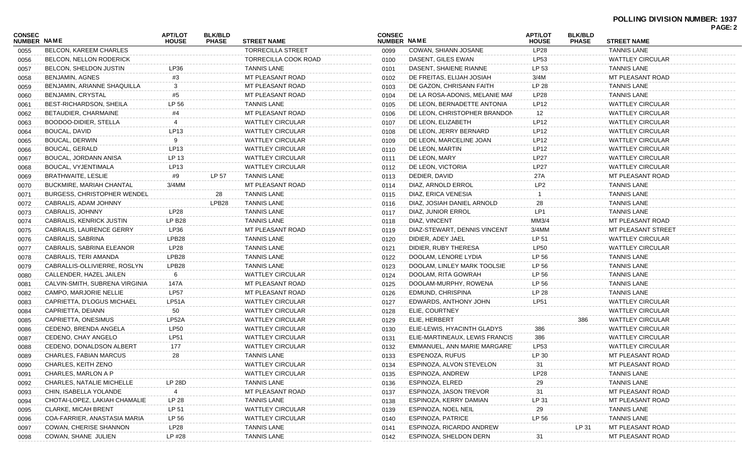**POLLING DIVISION NUMBER: 1937**

| CONSEC NUMBER | NAME | APT/LOT HOUSE | BLK/BLD PHASE | STREET NAME |
|---|---|---|---|---|
| 0055 | BELCON, KAREEM CHARLES | | | TORRECILLA STREET |
| 0056 | BELCON, NELLON RODERICK | | | TORRECILLA COOK ROAD |
| 0057 | BELCON, SHELDON JUSTIN | LP36 | | TANNIS LANE |
| 0058 | BENJAMIN, AGNES | #3 | | MT PLEASANT ROAD |
| 0059 | BENJAMIN, ARIANNE SHAQUILLA | 3 | | MT PLEASANT ROAD |
| 0060 | BENJAMIN, CRYSTAL | #5 | | MT PLEASANT ROAD |
| 0061 | BEST-RICHARDSON, SHEILA | LP 56 | | TANNIS LANE |
| 0062 | BETAUDIER, CHARMAINE | #4 | | MT PLEASANT ROAD |
| 0063 | BOODOO-DIDIER, STELLA | 4 | | WATTLEY CIRCULAR |
| 0064 | BOUCAL, DAVID | LP13 | | WATTLEY CIRCULAR |
| 0065 | BOUCAL, DERWIN | 9 | | WATTLEY CIRCULAR |
| 0066 | BOUCAL, GERALD | LP13 | | WATTLEY CIRCULAR |
| 0067 | BOUCAL, JORDANN ANISA | LP 13 | | WATTLEY CIRCULAR |
| 0068 | BOUCAL, VYJENTIMALA | LP13 | | WATTLEY CIRCULAR |
| 0069 | BRATHWAITE, LESLIE | #9 | LP 57 | TANNIS LANE |
| 0070 | BUCKMIRE, MARIAH CHANTAL | 3/4MM | | MT PLEASANT ROAD |
| 0071 | BURGESS, CHRISTOPHER WENDEL | | 28 | TANNIS LANE |
| 0072 | CABRALIS, ADAM JOHNNY | | LPB28 | TANNIS LANE |
| 0073 | CABRALIS, JOHNNY | LP28 | | TANNIS LANE |
| 0074 | CABRALIS, KENRICK JUSTIN | LP B28 | | TANNIS LANE |
| 0075 | CABRALIS, LAURENCE GERRY | LP36 | | MT PLEASANT ROAD |
| 0076 | CABRALIS, SABRINA | LPB28 | | TANNIS LANE |
| 0077 | CABRALIS, SABRINA ELEANOR | LP28 | | TANNIS LANE |
| 0078 | CABRALIS, TERI AMANDA | LPB28 | | TANNIS LANE |
| 0079 | CABRALLIS-OLLIVIERRE, ROSLYN | LPB28 | | TANNIS LANE |
| 0080 | CALLENDER, HAZEL JAILEN | 6 | | WATTLEY CIRCULAR |
| 0081 | CALVIN-SMITH, SUBRENA VIRGINIA | 147A | | MT PLEASANT ROAD |
| 0082 | CAMPO, MARJORIE NELLIE | LP57 | | MT PLEASANT ROAD |
| 0083 | CAPRIETTA, D'LOGUS MICHAEL | LP51A | | WATTLEY CIRCULAR |
| 0084 | CAPRIETTA, DEIANN | 50 | | WATTLEY CIRCULAR |
| 0085 | CAPRIETTA, ONESIMUS | LP52A | | WATTLEY CIRCULAR |
| 0086 | CEDENO, BRENDA ANGELA | LP50 | | WATTLEY CIRCULAR |
| 0087 | CEDENO, CHAY ANGELO | LP51 | | WATTLEY CIRCULAR |
| 0088 | CEDENO, DONALDSON ALBERT | 177 | | WATTLEY CIRCULAR |
| 0089 | CHARLES, FABIAN MARCUS | 28 | | TANNIS LANE |
| 0090 | CHARLES, KEITH ZENO | | | WATTLEY CIRCULAR |
| 0091 | CHARLES, MARLON A P | | | WATTLEY CIRCULAR |
| 0092 | CHARLES, NATALIE MICHELLE | LP 28D | | TANNIS LANE |
| 0093 | CHIN, ISABELLA YOLANDE | 4 | | MT PLEASANT ROAD |
| 0094 | CHOTAI-LOPEZ, LAKIAH CHAMALIE | LP 28 | | TANNIS LANE |
| 0095 | CLARKE, MICAH BRENT | LP 51 | | WATTLEY CIRCULAR |
| 0096 | COA-FARRIER, ANASTASIA MARIA | LP 56 | | WATTLEY CIRCULAR |
| 0097 | COWAN, CHERISE SHANNON | LP28 | | TANNIS LANE |
| 0098 | COWAN, SHANE JULIEN | LP #28 | | TANNIS LANE |
| 0099 | COWAN, SHIANN JOSANE | LP28 | | TANNIS LANE |
| 0100 | DASENT, GILES EWAN | LP53 | | WATTLEY CIRCULAR |
| 0101 | DASENT, SHAIENE RIANNE | LP 53 | | TANNIS LANE |
| 0102 | DE FREITAS, ELIJAH JOSIAH | 3/4M | | MT PLEASANT ROAD |
| 0103 | DE GAZON, CHRISANN FAITH | LP 28 | | TANNIS LANE |
| 0104 | DE LA ROSA-ADONIS, MELANIE MAF | LP28 | | TANNIS LANE |
| 0105 | DE LEON, BERNADETTE ANTONIA | LP12 | | WATTLEY CIRCULAR |
| 0106 | DE LEON, CHRISTOPHER BRANDON | 12 | | WATTLEY CIRCULAR |
| 0107 | DE LEON, ELIZABETH | LP12 | | WATTLEY CIRCULAR |
| 0108 | DE LEON, JERRY BERNARD | LP12 | | WATTLEY CIRCULAR |
| 0109 | DE LEON, MARCELINE JOAN | LP12 | | WATTLEY CIRCULAR |
| 0110 | DE LEON, MARTIN | LP12 | | WATTLEY CIRCULAR |
| 0111 | DE LEON, MARY | LP27 | | WATTLEY CIRCULAR |
| 0112 | DE LEON, VICTORIA | LP27 | | WATTLEY CIRCULAR |
| 0113 | DEDIER, DAVID | 27A | | MT PLEASANT ROAD |
| 0114 | DIAZ, ARNOLD ERROL | LP2 | | TANNIS LANE |
| 0115 | DIAZ, ERICA VENESIA | 1 | | TANNIS LANE |
| 0116 | DIAZ, JOSIAH DANIEL ARNOLD | 28 | | TANNIS LANE |
| 0117 | DIAZ, JUNIOR ERROL | LP1 | | TANNIS LANE |
| 0118 | DIAZ, VINCENT | MM3/4 | | MT PLEASANT ROAD |
| 0119 | DIAZ-STEWART, DENNIS VINCENT | 3/4MM | | MT PLEASANT STREET |
| 0120 | DIDIER, ADEY JAEL | LP 51 | | WATTLEY CIRCULAR |
| 0121 | DIDIER, RUBY THERESA | LP50 | | WATTLEY CIRCULAR |
| 0122 | DOOLAM, LENORE LYDIA | LP 56 | | TANNIS LANE |
| 0123 | DOOLAM, LINLEY MARK TOOLSIE | LP 56 | | TANNIS LANE |
| 0124 | DOOLAM, RITA GOWRAH | LP 56 | | TANNIS LANE |
| 0125 | DOOLAM-MURPHY, ROWENA | LP 56 | | TANNIS LANE |
| 0126 | EDMUND, CHRISPINA | LP 28 | | TANNIS LANE |
| 0127 | EDWARDS, ANTHONY JOHN | LP51 | | WATTLEY CIRCULAR |
| 0128 | ELIE, COURTNEY | | | WATTLEY CIRCULAR |
| 0129 | ELIE, HERBERT | | 386 | WATTLEY CIRCULAR |
| 0130 | ELIE-LEWIS, HYACINTH GLADYS | 386 | | WATTLEY CIRCULAR |
| 0131 | ELIE-MARTINEAUX, LEWIS FRANCIS | 386 | | WATTLEY CIRCULAR |
| 0132 | EMMANUEL, ANN MARIE MARGARET | LP53 | | WATTLEY CIRCULAR |
| 0133 | ESPENOZA, RUFUS | LP 30 | | MT PLEASANT ROAD |
| 0134 | ESPINOZA, ALVON STEVELON | 31 | | MT PLEASANT ROAD |
| 0135 | ESPINOZA, ANDREW | LP28 | | TANNIS LANE |
| 0136 | ESPINOZA, ELRED | 29 | | TANNIS LANE |
| 0137 | ESPINOZA, JASON TREVOR | 31 | | MT PLEASANT ROAD |
| 0138 | ESPINOZA, KERRY DAMIAN | LP 31 | | MT PLEASANT ROAD |
| 0139 | ESPINOZA, NOEL NEIL | 29 | | TANNIS LANE |
| 0140 | ESPINOZA, PATRICE | LP 56 | | TANNIS LANE |
| 0141 | ESPINOZA, RICARDO ANDREW | | LP 31 | MT PLEASANT ROAD |
| 0142 | ESPINOZA, SHELDON DERN | 31 | | MT PLEASANT ROAD |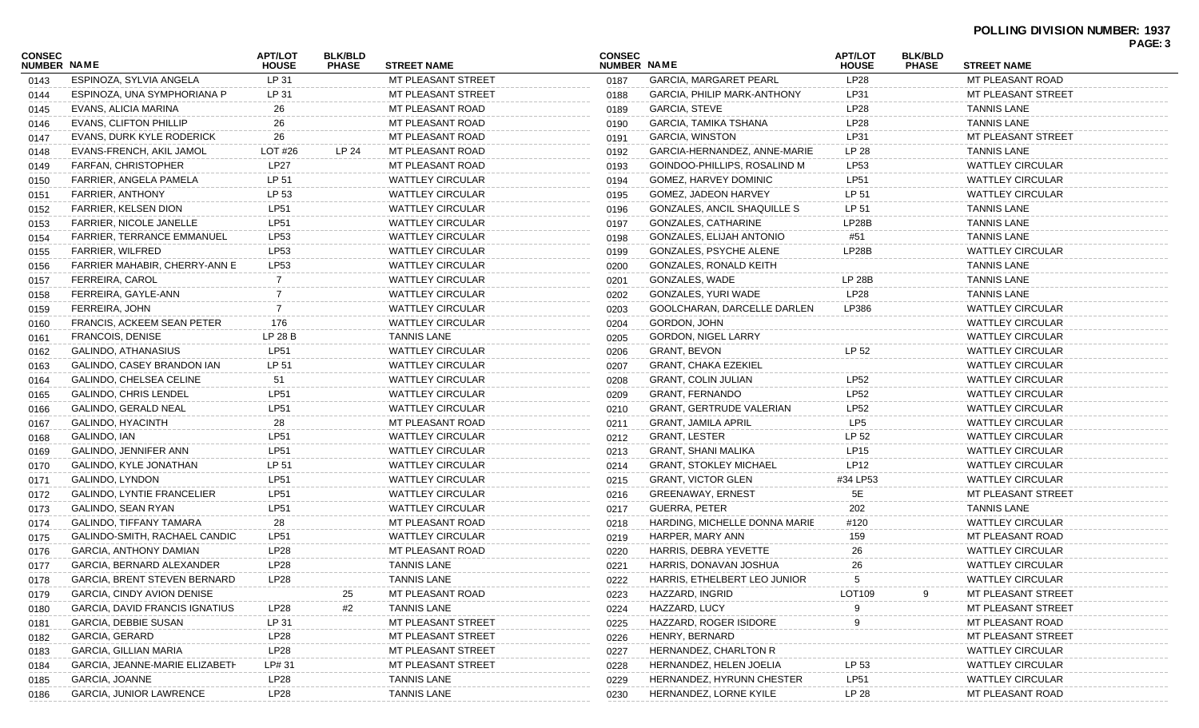**POLLING DIVISION NUMBER: 1937**

| CONSEC NUMBER | NAME | APT/LOT HOUSE | BLK/BLD PHASE | STREET NAME |
|---|---|---|---|---|
| 0143 | ESPINOZA, SYLVIA ANGELA | LP 31 | | MT PLEASANT STREET |
| 0144 | ESPINOZA, UNA SYMPHORIANA P | LP 31 | | MT PLEASANT STREET |
| 0145 | EVANS, ALICIA MARINA | 26 | | MT PLEASANT ROAD |
| 0146 | EVANS, CLIFTON PHILLIP | 26 | | MT PLEASANT ROAD |
| 0147 | EVANS, DURK KYLE RODERICK | 26 | | MT PLEASANT ROAD |
| 0148 | EVANS-FRENCH, AKIL JAMOL | LOT #26 | LP 24 | MT PLEASANT ROAD |
| 0149 | FARFAN, CHRISTOPHER | LP27 | | MT PLEASANT ROAD |
| 0150 | FARRIER, ANGELA PAMELA | LP 51 | | WATTLEY CIRCULAR |
| 0151 | FARRIER, ANTHONY | LP 53 | | WATTLEY CIRCULAR |
| 0152 | FARRIER, KELSEN DION | LP51 | | WATTLEY CIRCULAR |
| 0153 | FARRIER, NICOLE JANELLE | LP51 | | WATTLEY CIRCULAR |
| 0154 | FARRIER, TERRANCE EMMANUEL | LP53 | | WATTLEY CIRCULAR |
| 0155 | FARRIER, WILFRED | LP53 | | WATTLEY CIRCULAR |
| 0156 | FARRIER MAHABIR, CHERRY-ANN E | LP53 | | WATTLEY CIRCULAR |
| 0157 | FERREIRA, CAROL | 7 | | WATTLEY CIRCULAR |
| 0158 | FERREIRA, GAYLE-ANN | 7 | | WATTLEY CIRCULAR |
| 0159 | FERREIRA, JOHN | 7 | | WATTLEY CIRCULAR |
| 0160 | FRANCIS, ACKEEM SEAN PETER | 176 | | WATTLEY CIRCULAR |
| 0161 | FRANCOIS, DENISE | LP 28 B | | TANNIS LANE |
| 0162 | GALINDO, ATHANASIUS | LP51 | | WATTLEY CIRCULAR |
| 0163 | GALINDO, CASEY BRANDON IAN | LP 51 | | WATTLEY CIRCULAR |
| 0164 | GALINDO, CHELSEA CELINE | 51 | | WATTLEY CIRCULAR |
| 0165 | GALINDO, CHRIS LENDEL | LP51 | | WATTLEY CIRCULAR |
| 0166 | GALINDO, GERALD NEAL | LP51 | | WATTLEY CIRCULAR |
| 0167 | GALINDO, HYACINTH | 28 | | MT PLEASANT ROAD |
| 0168 | GALINDO, IAN | LP51 | | WATTLEY CIRCULAR |
| 0169 | GALINDO, JENNIFER ANN | LP51 | | WATTLEY CIRCULAR |
| 0170 | GALINDO, KYLE JONATHAN | LP 51 | | WATTLEY CIRCULAR |
| 0171 | GALINDO, LYNDON | LP51 | | WATTLEY CIRCULAR |
| 0172 | GALINDO, LYNTIE FRANCELIER | LP51 | | WATTLEY CIRCULAR |
| 0173 | GALINDO, SEAN RYAN | LP51 | | WATTLEY CIRCULAR |
| 0174 | GALINDO, TIFFANY TAMARA | 28 | | MT PLEASANT ROAD |
| 0175 | GALINDO-SMITH, RACHAEL CANDIC | LP51 | | WATTLEY CIRCULAR |
| 0176 | GARCIA, ANTHONY DAMIAN | LP28 | | MT PLEASANT ROAD |
| 0177 | GARCIA, BERNARD ALEXANDER | LP28 | | TANNIS LANE |
| 0178 | GARCIA, BRENT STEVEN BERNARD | LP28 | | TANNIS LANE |
| 0179 | GARCIA, CINDY AVION DENISE | | 25 | MT PLEASANT ROAD |
| 0180 | GARCIA, DAVID FRANCIS IGNATIUS | LP28 | #2 | TANNIS LANE |
| 0181 | GARCIA, DEBBIE SUSAN | LP 31 | | MT PLEASANT STREET |
| 0182 | GARCIA, GERARD | LP28 | | MT PLEASANT STREET |
| 0183 | GARCIA, GILLIAN MARIA | LP28 | | MT PLEASANT STREET |
| 0184 | GARCIA, JEANNE-MARIE ELIZABETH | LP# 31 | | MT PLEASANT STREET |
| 0185 | GARCIA, JOANNE | LP28 | | TANNIS LANE |
| 0186 | GARCIA, JUNIOR LAWRENCE | LP28 | | TANNIS LANE |
| 0187 | GARCIA, MARGARET PEARL | LP28 | | MT PLEASANT ROAD |
| 0188 | GARCIA, PHILIP MARK-ANTHONY | LP31 | | MT PLEASANT STREET |
| 0189 | GARCIA, STEVE | LP28 | | TANNIS LANE |
| 0190 | GARCIA, TAMIKA TSHANA | LP28 | | TANNIS LANE |
| 0191 | GARCIA, WINSTON | LP31 | | MT PLEASANT STREET |
| 0192 | GARCIA-HERNANDEZ, ANNE-MARIE | LP 28 | | TANNIS LANE |
| 0193 | GOINDOO-PHILLIPS, ROSALIND M | LP53 | | WATTLEY CIRCULAR |
| 0194 | GOMEZ, HARVEY DOMINIC | LP51 | | WATTLEY CIRCULAR |
| 0195 | GOMEZ, JADEON HARVEY | LP 51 | | WATTLEY CIRCULAR |
| 0196 | GONZALES, ANCIL SHAQUILLE S | LP 51 | | TANNIS LANE |
| 0197 | GONZALES, CATHARINE | LP28B | | TANNIS LANE |
| 0198 | GONZALES, ELIJAH ANTONIO | #51 | | TANNIS LANE |
| 0199 | GONZALES, PSYCHE ALENE | LP28B | | WATTLEY CIRCULAR |
| 0200 | GONZALES, RONALD KEITH | | | TANNIS LANE |
| 0201 | GONZALES, WADE | LP 28B | | TANNIS LANE |
| 0202 | GONZALES, YURI WADE | LP28 | | TANNIS LANE |
| 0203 | GOOLCHARAN, DARCELLE DARLEN | LP386 | | WATTLEY CIRCULAR |
| 0204 | GORDON, JOHN | | | WATTLEY CIRCULAR |
| 0205 | GORDON, NIGEL LARRY | | | WATTLEY CIRCULAR |
| 0206 | GRANT, BEVON | LP 52 | | WATTLEY CIRCULAR |
| 0207 | GRANT, CHAKA EZEKIEL | | | WATTLEY CIRCULAR |
| 0208 | GRANT, COLIN JULIAN | LP52 | | WATTLEY CIRCULAR |
| 0209 | GRANT, FERNANDO | LP52 | | WATTLEY CIRCULAR |
| 0210 | GRANT, GERTRUDE VALERIAN | LP52 | | WATTLEY CIRCULAR |
| 0211 | GRANT, JAMILA APRIL | LP5 | | WATTLEY CIRCULAR |
| 0212 | GRANT, LESTER | LP 52 | | WATTLEY CIRCULAR |
| 0213 | GRANT, SHANI MALIKA | LP15 | | WATTLEY CIRCULAR |
| 0214 | GRANT, STOKLEY MICHAEL | LP12 | | WATTLEY CIRCULAR |
| 0215 | GRANT, VICTOR GLEN | #34 LP53 | | WATTLEY CIRCULAR |
| 0216 | GREENAWAY, ERNEST | 5E | | MT PLEASANT STREET |
| 0217 | GUERRA, PETER | 202 | | TANNIS LANE |
| 0218 | HARDING, MICHELLE DONNA MARIE | #120 | | WATTLEY CIRCULAR |
| 0219 | HARPER, MARY ANN | 159 | | MT PLEASANT ROAD |
| 0220 | HARRIS, DEBRA YEVETTE | 26 | | WATTLEY CIRCULAR |
| 0221 | HARRIS, DONAVAN JOSHUA | 26 | | WATTLEY CIRCULAR |
| 0222 | HARRIS, ETHELBERT LEO JUNIOR | 5 | | WATTLEY CIRCULAR |
| 0223 | HAZZARD, INGRID | LOT109 | 9 | MT PLEASANT STREET |
| 0224 | HAZZARD, LUCY | 9 | | MT PLEASANT STREET |
| 0225 | HAZZARD, ROGER ISIDORE | 9 | | MT PLEASANT ROAD |
| 0226 | HENRY, BERNARD | | | MT PLEASANT STREET |
| 0227 | HERNANDEZ, CHARLTON R | | | WATTLEY CIRCULAR |
| 0228 | HERNANDEZ, HELEN JOELIA | LP 53 | | WATTLEY CIRCULAR |
| 0229 | HERNANDEZ, HYRUNN CHESTER | LP51 | | WATTLEY CIRCULAR |
| 0230 | HERNANDEZ, LORNE KYILE | LP 28 | | MT PLEASANT ROAD |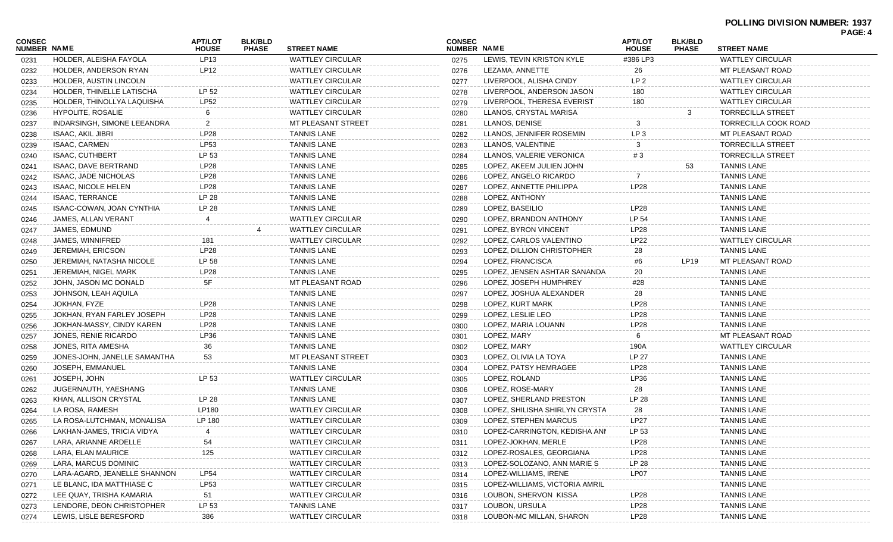**POLLING DIVISION NUMBER: 1937**

| CONSEC NUMBER | NAME | APT/LOT HOUSE | BLK/BLD PHASE | STREET NAME |
|---|---|---|---|---|
| 0231 | HOLDER, ALEISHA FAYOLA | LP13 | | WATTLEY CIRCULAR |
| 0232 | HOLDER, ANDERSON RYAN | LP12 | | WATTLEY CIRCULAR |
| 0233 | HOLDER, AUSTIN LINCOLN | | | WATTLEY CIRCULAR |
| 0234 | HOLDER, THINELLE LATISCHA | LP 52 | | WATTLEY CIRCULAR |
| 0235 | HOLDER, THINOLLYA LAQUISHA | LP52 | | WATTLEY CIRCULAR |
| 0236 | HYPOLITE, ROSALIE | 6 | | WATTLEY CIRCULAR |
| 0237 | INDARSINGH, SIMONE LEEANDRA | 2 | | MT PLEASANT STREET |
| 0238 | ISAAC, AKIL JIBRI | LP28 | | TANNIS LANE |
| 0239 | ISAAC, CARMEN | LP53 | | TANNIS LANE |
| 0240 | ISAAC, CUTHBERT | LP 53 | | TANNIS LANE |
| 0241 | ISAAC, DAVE BERTRAND | LP28 | | TANNIS LANE |
| 0242 | ISAAC, JADE NICHOLAS | LP28 | | TANNIS LANE |
| 0243 | ISAAC, NICOLE HELEN | LP28 | | TANNIS LANE |
| 0244 | ISAAC, TERRANCE | LP 28 | | TANNIS LANE |
| 0245 | ISAAC-COWAN, JOAN CYNTHIA | LP 28 | | TANNIS LANE |
| 0246 | JAMES, ALLAN VERANT | 4 | | WATTLEY CIRCULAR |
| 0247 | JAMES, EDMUND | | 4 | WATTLEY CIRCULAR |
| 0248 | JAMES, WINNIFRED | 181 | | WATTLEY CIRCULAR |
| 0249 | JEREMIAH, ERICSON | LP28 | | TANNIS LANE |
| 0250 | JEREMIAH, NATASHA NICOLE | LP 58 | | TANNIS LANE |
| 0251 | JEREMIAH, NIGEL MARK | LP28 | | TANNIS LANE |
| 0252 | JOHN, JASON MC DONALD | 5F | | MT PLEASANT ROAD |
| 0253 | JOHNSON, LEAH AQUILA | | | TANNIS LANE |
| 0254 | JOKHAN, FYZE | LP28 | | TANNIS LANE |
| 0255 | JOKHAN, RYAN FARLEY JOSEPH | LP28 | | TANNIS LANE |
| 0256 | JOKHAN-MASSY, CINDY KAREN | LP28 | | TANNIS LANE |
| 0257 | JONES, RENIE RICARDO | LP36 | | TANNIS LANE |
| 0258 | JONES, RITA AMESHA | 36 | | TANNIS LANE |
| 0259 | JONES-JOHN, JANELLE SAMANTHA | 53 | | MT PLEASANT STREET |
| 0260 | JOSEPH, EMMANUEL | | | TANNIS LANE |
| 0261 | JOSEPH, JOHN | LP 53 | | WATTLEY CIRCULAR |
| 0262 | JUGERNAUTH, YAESHANG | | | TANNIS LANE |
| 0263 | KHAN, ALLISON CRYSTAL | LP 28 | | TANNIS LANE |
| 0264 | LA ROSA, RAMESH | LP180 | | WATTLEY CIRCULAR |
| 0265 | LA ROSA-LUTCHMAN, MONALISA | LP 180 | | WATTLEY CIRCULAR |
| 0266 | LAKHAN-JAMES, TRICIA VIDYA | 4 | | WATTLEY CIRCULAR |
| 0267 | LARA, ARIANNE ARDELLE | 54 | | WATTLEY CIRCULAR |
| 0268 | LARA, ELAN MAURICE | 125 | | WATTLEY CIRCULAR |
| 0269 | LARA, MARCUS DOMINIC | | | WATTLEY CIRCULAR |
| 0270 | LARA-AGARD, JEANELLE SHANNON | LP54 | | WATTLEY CIRCULAR |
| 0271 | LE BLANC, IDA MATTHIASE C | LP53 | | WATTLEY CIRCULAR |
| 0272 | LEE QUAY, TRISHA KAMARIA | 51 | | WATTLEY CIRCULAR |
| 0273 | LENDORE, DEON CHRISTOPHER | LP 53 | | TANNIS LANE |
| 0274 | LEWIS, LISLE BERESFORD | 386 | | WATTLEY CIRCULAR |
| 0275 | LEWIS, TEVIN KRISTON KYLE | #386 LP3 | | WATTLEY CIRCULAR |
| 0276 | LEZAMA, ANNETTE | 26 | | MT PLEASANT ROAD |
| 0277 | LIVERPOOL, ALISHA CINDY | LP 2 | | WATTLEY CIRCULAR |
| 0278 | LIVERPOOL, ANDERSON JASON | 180 | | WATTLEY CIRCULAR |
| 0279 | LIVERPOOL, THERESA EVERIST | 180 | | WATTLEY CIRCULAR |
| 0280 | LLANOS, CRYSTAL MARISA | | 3 | TORRECILLA STREET |
| 0281 | LLANOS, DENISE | 3 | | TORRECILLA COOK ROAD |
| 0282 | LLANOS, JENNIFER ROSEMIN | LP 3 | | MT PLEASANT ROAD |
| 0283 | LLANOS, VALENTINE | 3 | | TORRECILLA STREET |
| 0284 | LLANOS, VALERIE VERONICA | # 3 | | TORRECILLA STREET |
| 0285 | LOPEZ, AKEEM JULIEN JOHN | | 53 | TANNIS LANE |
| 0286 | LOPEZ, ANGELO RICARDO | 7 | | TANNIS LANE |
| 0287 | LOPEZ, ANNETTE PHILIPPA | LP28 | | TANNIS LANE |
| 0288 | LOPEZ, ANTHONY | | | TANNIS LANE |
| 0289 | LOPEZ, BASEILIO | LP28 | | TANNIS LANE |
| 0290 | LOPEZ, BRANDON ANTHONY | LP 54 | | TANNIS LANE |
| 0291 | LOPEZ, BYRON VINCENT | LP28 | | TANNIS LANE |
| 0292 | LOPEZ, CARLOS VALENTINO | LP22 | | WATTLEY CIRCULAR |
| 0293 | LOPEZ, DILLION CHRISTOPHER | 28 | | TANNIS LANE |
| 0294 | LOPEZ, FRANCISCA | #6 | LP19 | MT PLEASANT ROAD |
| 0295 | LOPEZ, JENSEN ASHTAR SANANDA | 20 | | TANNIS LANE |
| 0296 | LOPEZ, JOSEPH HUMPHREY | #28 | | TANNIS LANE |
| 0297 | LOPEZ, JOSHUA ALEXANDER | 28 | | TANNIS LANE |
| 0298 | LOPEZ, KURT MARK | LP28 | | TANNIS LANE |
| 0299 | LOPEZ, LESLIE LEO | LP28 | | TANNIS LANE |
| 0300 | LOPEZ, MARIA LOUANN | LP28 | | TANNIS LANE |
| 0301 | LOPEZ, MARY | 6 | | MT PLEASANT ROAD |
| 0302 | LOPEZ, MARY | 190A | | WATTLEY CIRCULAR |
| 0303 | LOPEZ, OLIVIA LA TOYA | LP 27 | | TANNIS LANE |
| 0304 | LOPEZ, PATSY HEMRAGEE | LP28 | | TANNIS LANE |
| 0305 | LOPEZ, ROLAND | LP36 | | TANNIS LANE |
| 0306 | LOPEZ, ROSE-MARY | 28 | | TANNIS LANE |
| 0307 | LOPEZ, SHERLAND PRESTON | LP 28 | | TANNIS LANE |
| 0308 | LOPEZ, SHILISHA SHIRLYN CRYSTA | 28 | | TANNIS LANE |
| 0309 | LOPEZ, STEPHEN MARCUS | LP27 | | TANNIS LANE |
| 0310 | LOPEZ-CARRINGTON, KEDISHA ANI | LP 53 | | TANNIS LANE |
| 0311 | LOPEZ-JOKHAN, MERLE | LP28 | | TANNIS LANE |
| 0312 | LOPEZ-ROSALES, GEORGIANA | LP28 | | TANNIS LANE |
| 0313 | LOPEZ-SOLOZANO, ANN MARIE S | LP 28 | | TANNIS LANE |
| 0314 | LOPEZ-WILLIAMS, IRENE | LP07 | | TANNIS LANE |
| 0315 | LOPEZ-WILLIAMS, VICTORIA AMRIL | | | TANNIS LANE |
| 0316 | LOUBON, SHERVON KISSA | LP28 | | TANNIS LANE |
| 0317 | LOUBON, URSULA | LP28 | | TANNIS LANE |
| 0318 | LOUBON-MC MILLAN, SHARON | LP28 | | TANNIS LANE |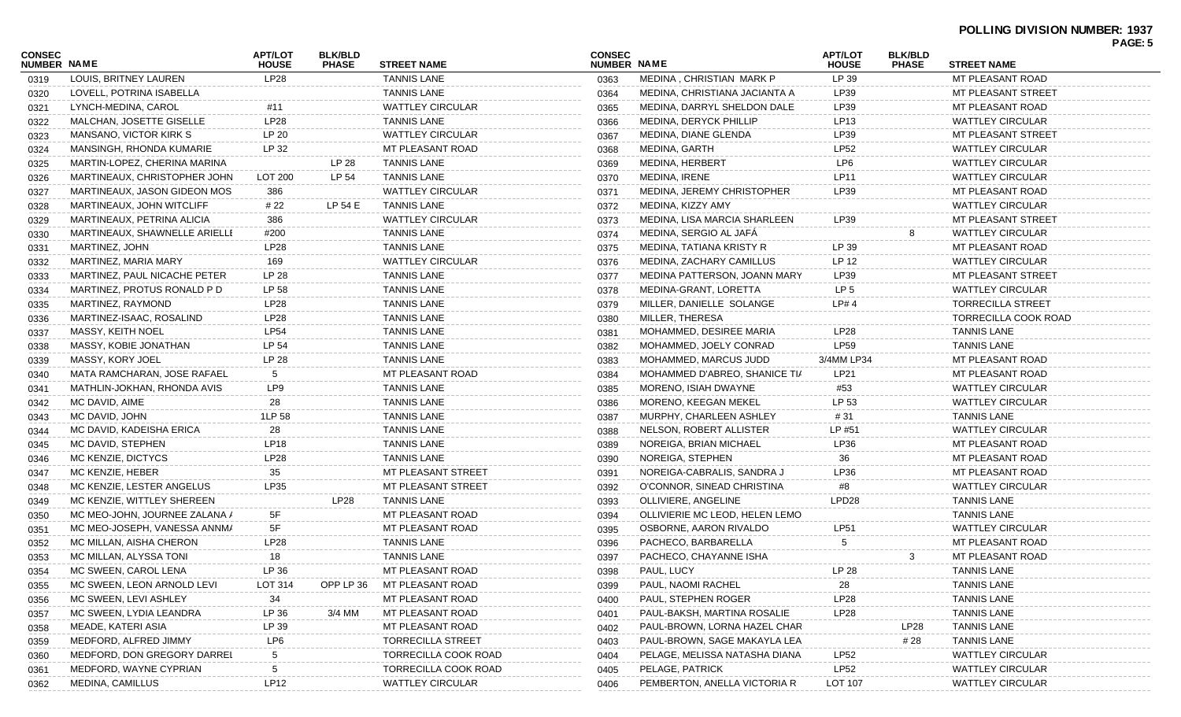**POLLING DIVISION NUMBER: 1937**

| CONSEC NUMBER | NAME | APT/LOT HOUSE | BLK/BLD PHASE | STREET NAME |
|---|---|---|---|---|
| 0319 | LOUIS, BRITNEY LAUREN | LP28 | | TANNIS LANE |
| 0320 | LOVELL, POTRINA ISABELLA | | | TANNIS LANE |
| 0321 | LYNCH-MEDINA, CAROL | #11 | | WATTLEY CIRCULAR |
| 0322 | MALCHAN, JOSETTE GISELLE | LP28 | | TANNIS LANE |
| 0323 | MANSANO, VICTOR KIRK S | LP 20 | | WATTLEY CIRCULAR |
| 0324 | MANSINGH, RHONDA KUMARIE | LP 32 | | MT PLEASANT ROAD |
| 0325 | MARTIN-LOPEZ, CHERINA MARINA | | LP 28 | TANNIS LANE |
| 0326 | MARTINEAUX, CHRISTOPHER JOHN | LOT 200 | LP 54 | TANNIS LANE |
| 0327 | MARTINEAUX, JASON GIDEON MOS | 386 | | WATTLEY CIRCULAR |
| 0328 | MARTINEAUX, JOHN WITCLIFF | # 22 | LP 54 E | TANNIS LANE |
| 0329 | MARTINEAUX, PETRINA ALICIA | 386 | | WATTLEY CIRCULAR |
| 0330 | MARTINEAUX, SHAWNELLE ARIELLI | #200 | | TANNIS LANE |
| 0331 | MARTINEZ, JOHN | LP28 | | TANNIS LANE |
| 0332 | MARTINEZ, MARIA MARY | 169 | | WATTLEY CIRCULAR |
| 0333 | MARTINEZ, PAUL NICACHE PETER | LP 28 | | TANNIS LANE |
| 0334 | MARTINEZ, PROTUS RONALD P D | LP 58 | | TANNIS LANE |
| 0335 | MARTINEZ, RAYMOND | LP28 | | TANNIS LANE |
| 0336 | MARTINEZ-ISAAC, ROSALIND | LP28 | | TANNIS LANE |
| 0337 | MASSY, KEITH NOEL | LP54 | | TANNIS LANE |
| 0338 | MASSY, KOBIE JONATHAN | LP 54 | | TANNIS LANE |
| 0339 | MASSY, KORY JOEL | LP 28 | | TANNIS LANE |
| 0340 | MATA RAMCHARAN, JOSE RAFAEL | 5 | | MT PLEASANT ROAD |
| 0341 | MATHLIN-JOKHAN, RHONDA AVIS | LP9 | | TANNIS LANE |
| 0342 | MC DAVID, AIME | 28 | | TANNIS LANE |
| 0343 | MC DAVID, JOHN | 1LP 58 | | TANNIS LANE |
| 0344 | MC DAVID, KADEISHA ERICA | 28 | | TANNIS LANE |
| 0345 | MC DAVID, STEPHEN | LP18 | | TANNIS LANE |
| 0346 | MC KENZIE, DICTYCS | LP28 | | TANNIS LANE |
| 0347 | MC KENZIE, HEBER | 35 | | MT PLEASANT STREET |
| 0348 | MC KENZIE, LESTER ANGELUS | LP35 | | MT PLEASANT STREET |
| 0349 | MC KENZIE, WITTLEY SHEREEN | | LP28 | TANNIS LANE |
| 0350 | MC MEO-JOHN, JOURNEE ZALANA / | 5F | | MT PLEASANT ROAD |
| 0351 | MC MEO-JOSEPH, VANESSA ANNM/ | 5F | | MT PLEASANT ROAD |
| 0352 | MC MILLAN, AISHA CHERON | LP28 | | TANNIS LANE |
| 0353 | MC MILLAN, ALYSSA TONI | 18 | | TANNIS LANE |
| 0354 | MC SWEEN, CAROL LENA | LP 36 | | MT PLEASANT ROAD |
| 0355 | MC SWEEN, LEON ARNOLD LEVI | LOT 314 | OPP LP 36 | MT PLEASANT ROAD |
| 0356 | MC SWEEN, LEVI ASHLEY | 34 | | MT PLEASANT ROAD |
| 0357 | MC SWEEN, LYDIA LEANDRA | LP 36 | 3/4 MM | MT PLEASANT ROAD |
| 0358 | MEADE, KATERI ASIA | LP 39 | | MT PLEASANT ROAD |
| 0359 | MEDFORD, ALFRED JIMMY | LP6 | | TORRECILLA STREET |
| 0360 | MEDFORD, DON GREGORY DARREL | 5 | | TORRECILLA COOK ROAD |
| 0361 | MEDFORD, WAYNE CYPRIAN | 5 | | TORRECILLA COOK ROAD |
| 0362 | MEDINA, CAMILLUS | LP12 | | WATTLEY CIRCULAR |
| 0363 | MEDINA , CHRISTIAN MARK P | LP 39 | | MT PLEASANT ROAD |
| 0364 | MEDINA, CHRISTIANA JACIANTA A | LP39 | | MT PLEASANT STREET |
| 0365 | MEDINA, DARRYL SHELDON DALE | LP39 | | MT PLEASANT ROAD |
| 0366 | MEDINA, DERYCK PHILLIP | LP13 | | WATTLEY CIRCULAR |
| 0367 | MEDINA, DIANE GLENDA | LP39 | | MT PLEASANT STREET |
| 0368 | MEDINA, GARTH | LP52 | | WATTLEY CIRCULAR |
| 0369 | MEDINA, HERBERT | LP6 | | WATTLEY CIRCULAR |
| 0370 | MEDINA, IRENE | LP11 | | WATTLEY CIRCULAR |
| 0371 | MEDINA, JEREMY CHRISTOPHER | LP39 | | MT PLEASANT ROAD |
| 0372 | MEDINA, KIZZY AMY | | | WATTLEY CIRCULAR |
| 0373 | MEDINA, LISA MARCIA SHARLEEN | LP39 | | MT PLEASANT STREET |
| 0374 | MEDINA, SERGIO AL JAFÁ | | 8 | WATTLEY CIRCULAR |
| 0375 | MEDINA, TATIANA KRISTY R | LP 39 | | MT PLEASANT ROAD |
| 0376 | MEDINA, ZACHARY CAMILLUS | LP 12 | | WATTLEY CIRCULAR |
| 0377 | MEDINA PATTERSON, JOANN MARY | LP39 | | MT PLEASANT STREET |
| 0378 | MEDINA-GRANT, LORETTA | LP 5 | | WATTLEY CIRCULAR |
| 0379 | MILLER, DANIELLE SOLANGE | LP# 4 | | TORRECILLA STREET |
| 0380 | MILLER, THERESA | | | TORRECILLA COOK ROAD |
| 0381 | MOHAMMED, DESIREE MARIA | LP28 | | TANNIS LANE |
| 0382 | MOHAMMED, JOELY CONRAD | LP59 | | TANNIS LANE |
| 0383 | MOHAMMED, MARCUS JUDD | 3/4MM LP34 | | MT PLEASANT ROAD |
| 0384 | MOHAMMED D'ABREO, SHANICE TI/ | LP21 | | MT PLEASANT ROAD |
| 0385 | MORENO, ISIAH DWAYNE | #53 | | WATTLEY CIRCULAR |
| 0386 | MORENO, KEEGAN MEKEL | LP 53 | | WATTLEY CIRCULAR |
| 0387 | MURPHY, CHARLEEN ASHLEY | # 31 | | TANNIS LANE |
| 0388 | NELSON, ROBERT ALLISTER | LP #51 | | WATTLEY CIRCULAR |
| 0389 | NOREIGA, BRIAN MICHAEL | LP36 | | MT PLEASANT ROAD |
| 0390 | NOREIGA, STEPHEN | 36 | | MT PLEASANT ROAD |
| 0391 | NOREIGA-CABRALIS, SANDRA J | LP36 | | MT PLEASANT ROAD |
| 0392 | O'CONNOR, SINEAD CHRISTINA | #8 | | WATTLEY CIRCULAR |
| 0393 | OLLIVIERE, ANGELINE | LPD28 | | TANNIS LANE |
| 0394 | OLLIVIERIE MC LEOD, HELEN LEMO | | | TANNIS LANE |
| 0395 | OSBORNE, AARON RIVALDO | LP51 | | WATTLEY CIRCULAR |
| 0396 | PACHECO, BARBARELLA | 5 | | MT PLEASANT ROAD |
| 0397 | PACHECO, CHAYANNE ISHA | | 3 | MT PLEASANT ROAD |
| 0398 | PAUL, LUCY | LP 28 | | TANNIS LANE |
| 0399 | PAUL, NAOMI RACHEL | 28 | | TANNIS LANE |
| 0400 | PAUL, STEPHEN ROGER | LP28 | | TANNIS LANE |
| 0401 | PAUL-BAKSH, MARTINA ROSALIE | LP28 | | TANNIS LANE |
| 0402 | PAUL-BROWN, LORNA HAZEL CHAR | | LP28 | TANNIS LANE |
| 0403 | PAUL-BROWN, SAGE MAKAYLA LEA | | # 28 | TANNIS LANE |
| 0404 | PELAGE, MELISSA NATASHA DIANA | LP52 | | WATTLEY CIRCULAR |
| 0405 | PELAGE, PATRICK | LP52 | | WATTLEY CIRCULAR |
| 0406 | PEMBERTON, ANELLA VICTORIA R | LOT 107 | | WATTLEY CIRCULAR |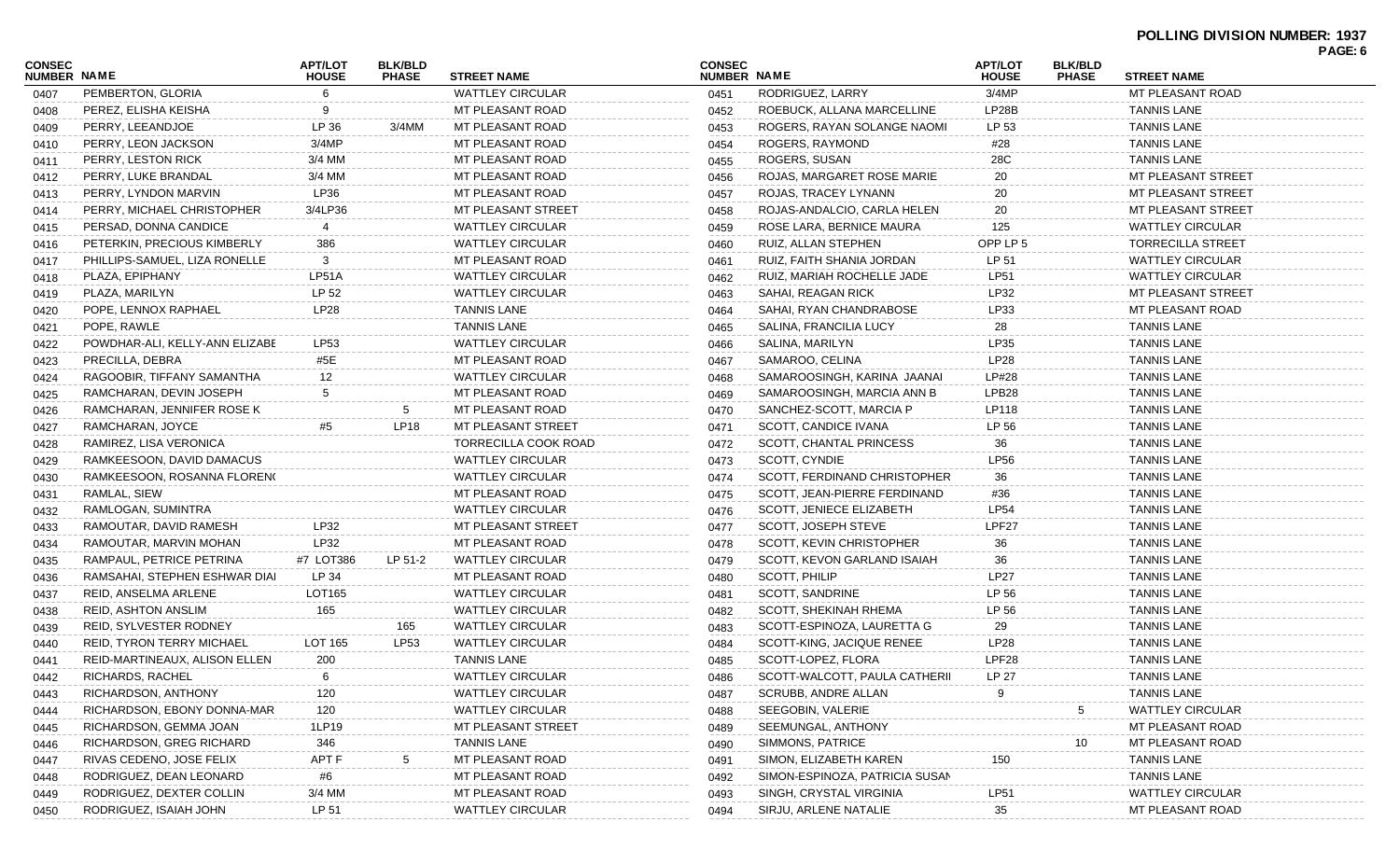**POLLING DIVISION NUMBER: 1937**

| CONSEC NUMBER | NAME | APT/LOT HOUSE | BLK/BLD PHASE | STREET NAME |
|---|---|---|---|---|
| 0407 | PEMBERTON, GLORIA | 6 | | WATTLEY CIRCULAR |
| 0408 | PEREZ, ELISHA KEISHA | 9 | | MT PLEASANT ROAD |
| 0409 | PERRY, LEEANDJOE | LP 36 | 3/4MM | MT PLEASANT ROAD |
| 0410 | PERRY, LEON JACKSON | 3/4MP | | MT PLEASANT ROAD |
| 0411 | PERRY, LESTON RICK | 3/4 MM | | MT PLEASANT ROAD |
| 0412 | PERRY, LUKE BRANDAL | 3/4 MM | | MT PLEASANT ROAD |
| 0413 | PERRY, LYNDON MARVIN | LP36 | | MT PLEASANT ROAD |
| 0414 | PERRY, MICHAEL CHRISTOPHER | 3/4LP36 | | MT PLEASANT STREET |
| 0415 | PERSAD, DONNA CANDICE | 4 | | WATTLEY CIRCULAR |
| 0416 | PETERKIN, PRECIOUS KIMBERLY | 386 | | WATTLEY CIRCULAR |
| 0417 | PHILLIPS-SAMUEL, LIZA RONELLE | 3 | | MT PLEASANT ROAD |
| 0418 | PLAZA, EPIPHANY | LP51A | | WATTLEY CIRCULAR |
| 0419 | PLAZA, MARILYN | LP 52 | | WATTLEY CIRCULAR |
| 0420 | POPE, LENNOX RAPHAEL | LP28 | | TANNIS LANE |
| 0421 | POPE, RAWLE | | | TANNIS LANE |
| 0422 | POWDHAR-ALI, KELLY-ANN ELIZABE | LP53 | | WATTLEY CIRCULAR |
| 0423 | PRECILLA, DEBRA | #5E | | MT PLEASANT ROAD |
| 0424 | RAGOOBIR, TIFFANY SAMANTHA | 12 | | WATTLEY CIRCULAR |
| 0425 | RAMCHARAN, DEVIN JOSEPH | 5 | | MT PLEASANT ROAD |
| 0426 | RAMCHARAN, JENNIFER ROSE K | | 5 | MT PLEASANT ROAD |
| 0427 | RAMCHARAN, JOYCE | #5 | LP18 | MT PLEASANT STREET |
| 0428 | RAMIREZ, LISA VERONICA | | | TORRECILLA COOK ROAD |
| 0429 | RAMKEESOON, DAVID DAMACUS | | | WATTLEY CIRCULAR |
| 0430 | RAMKEESOON, ROSANNA FLORENC | | | WATTLEY CIRCULAR |
| 0431 | RAMLAL, SIEW | | | MT PLEASANT ROAD |
| 0432 | RAMLOGAN, SUMINTRA | | | WATTLEY CIRCULAR |
| 0433 | RAMOUTAR, DAVID RAMESH | LP32 | | MT PLEASANT STREET |
| 0434 | RAMOUTAR, MARVIN MOHAN | LP32 | | MT PLEASANT ROAD |
| 0435 | RAMPAUL, PETRICE PETRINA | #7 LOT386 | LP 51-2 | WATTLEY CIRCULAR |
| 0436 | RAMSAHAI, STEPHEN ESHWAR DIAI | LP 34 | | MT PLEASANT ROAD |
| 0437 | REID, ANSELMA ARLENE | LOT165 | | WATTLEY CIRCULAR |
| 0438 | REID, ASHTON ANSLIM | 165 | | WATTLEY CIRCULAR |
| 0439 | REID, SYLVESTER RODNEY | | 165 | WATTLEY CIRCULAR |
| 0440 | REID, TYRON TERRY MICHAEL | LOT 165 | LP53 | WATTLEY CIRCULAR |
| 0441 | REID-MARTINEAUX, ALISON ELLEN | 200 | | TANNIS LANE |
| 0442 | RICHARDS, RACHEL | 6 | | WATTLEY CIRCULAR |
| 0443 | RICHARDSON, ANTHONY | 120 | | WATTLEY CIRCULAR |
| 0444 | RICHARDSON, EBONY DONNA-MAR | 120 | | WATTLEY CIRCULAR |
| 0445 | RICHARDSON, GEMMA JOAN | 1LP19 | | MT PLEASANT STREET |
| 0446 | RICHARDSON, GREG RICHARD | 346 | | TANNIS LANE |
| 0447 | RIVAS CEDENO, JOSE FELIX | APT F | 5 | MT PLEASANT ROAD |
| 0448 | RODRIGUEZ, DEAN LEONARD | #6 | | MT PLEASANT ROAD |
| 0449 | RODRIGUEZ, DEXTER COLLIN | 3/4 MM | | MT PLEASANT ROAD |
| 0450 | RODRIGUEZ, ISAIAH JOHN | LP 51 | | WATTLEY CIRCULAR |
| 0451 | RODRIGUEZ, LARRY | 3/4MP | | MT PLEASANT ROAD |
| 0452 | ROEBUCK, ALLANA MARCELLINE | LP28B | | TANNIS LANE |
| 0453 | ROGERS, RAYAN SOLANGE NAOMI | LP 53 | | TANNIS LANE |
| 0454 | ROGERS, RAYMOND | #28 | | TANNIS LANE |
| 0455 | ROGERS, SUSAN | 28C | | TANNIS LANE |
| 0456 | ROJAS, MARGARET ROSE MARIE | 20 | | MT PLEASANT STREET |
| 0457 | ROJAS, TRACEY LYNANN | 20 | | MT PLEASANT STREET |
| 0458 | ROJAS-ANDALCIO, CARLA HELEN | 20 | | MT PLEASANT STREET |
| 0459 | ROSE LARA, BERNICE MAURA | 125 | | WATTLEY CIRCULAR |
| 0460 | RUIZ, ALLAN STEPHEN | OPP LP 5 | | TORRECILLA STREET |
| 0461 | RUIZ, FAITH SHANIA JORDAN | LP 51 | | WATTLEY CIRCULAR |
| 0462 | RUIZ, MARIAH ROCHELLE JADE | LP51 | | WATTLEY CIRCULAR |
| 0463 | SAHAI, REAGAN RICK | LP32 | | MT PLEASANT STREET |
| 0464 | SAHAI, RYAN CHANDRABOSE | LP33 | | MT PLEASANT ROAD |
| 0465 | SALINA, FRANCILIA LUCY | 28 | | TANNIS LANE |
| 0466 | SALINA, MARILYN | LP35 | | TANNIS LANE |
| 0467 | SAMAROO, CELINA | LP28 | | TANNIS LANE |
| 0468 | SAMAROOSINGH, KARINA JAANAI | LP#28 | | TANNIS LANE |
| 0469 | SAMAROOSINGH, MARCIA ANN B | LPB28 | | TANNIS LANE |
| 0470 | SANCHEZ-SCOTT, MARCIA P | LP118 | | TANNIS LANE |
| 0471 | SCOTT, CANDICE IVANA | LP 56 | | TANNIS LANE |
| 0472 | SCOTT, CHANTAL PRINCESS | 36 | | TANNIS LANE |
| 0473 | SCOTT, CYNDIE | LP56 | | TANNIS LANE |
| 0474 | SCOTT, FERDINAND CHRISTOPHER | 36 | | TANNIS LANE |
| 0475 | SCOTT, JEAN-PIERRE FERDINAND | #36 | | TANNIS LANE |
| 0476 | SCOTT, JENIECE ELIZABETH | LP54 | | TANNIS LANE |
| 0477 | SCOTT, JOSEPH STEVE | LPF27 | | TANNIS LANE |
| 0478 | SCOTT, KEVIN CHRISTOPHER | 36 | | TANNIS LANE |
| 0479 | SCOTT, KEVON GARLAND ISAIAH | 36 | | TANNIS LANE |
| 0480 | SCOTT, PHILIP | LP27 | | TANNIS LANE |
| 0481 | SCOTT, SANDRINE | LP 56 | | TANNIS LANE |
| 0482 | SCOTT, SHEKINAH RHEMA | LP 56 | | TANNIS LANE |
| 0483 | SCOTT-ESPINOZA, LAURETTA G | 29 | | TANNIS LANE |
| 0484 | SCOTT-KING, JACQUE RENEE | LP28 | | TANNIS LANE |
| 0485 | SCOTT-LOPEZ, FLORA | LPF28 | | TANNIS LANE |
| 0486 | SCOTT-WALCOTT, PAULA CATHERII | LP 27 | | TANNIS LANE |
| 0487 | SCRUBB, ANDRE ALLAN | 9 | | TANNIS LANE |
| 0488 | SEEGOBIN, VALERIE | | 5 | WATTLEY CIRCULAR |
| 0489 | SEEMUNGAL, ANTHONY | | | MT PLEASANT ROAD |
| 0490 | SIMMONS, PATRICE | | 10 | MT PLEASANT ROAD |
| 0491 | SIMON, ELIZABETH KAREN | 150 | | TANNIS LANE |
| 0492 | SIMON-ESPINOZA, PATRICIA SUSAN | | | TANNIS LANE |
| 0493 | SINGH, CRYSTAL VIRGINIA | LP51 | | WATTLEY CIRCULAR |
| 0494 | SIRJU, ARLENE NATALIE | 35 | | MT PLEASANT ROAD |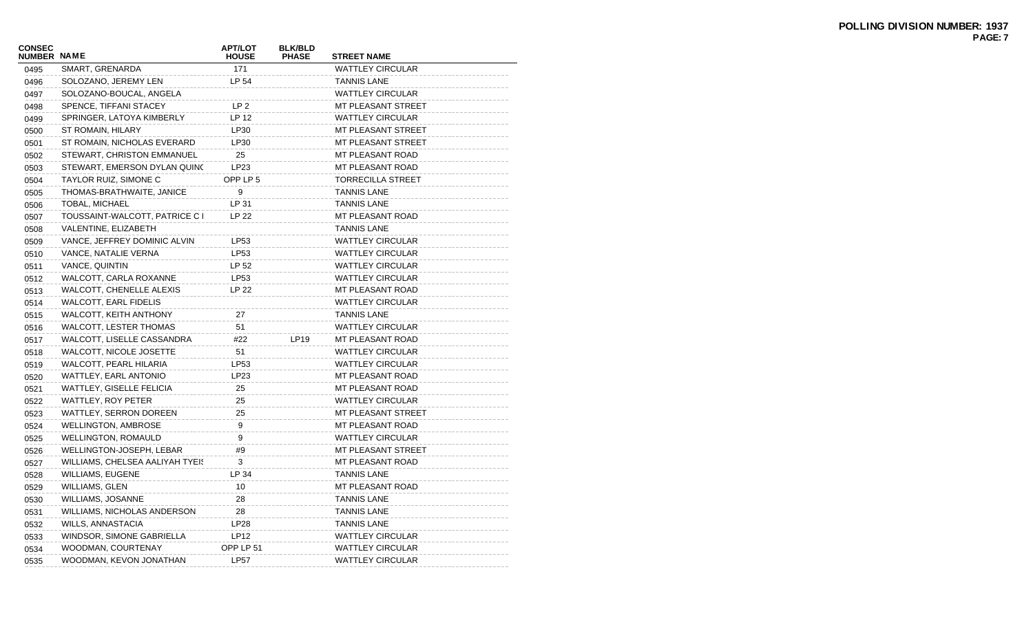**POLLING DIVISION NUMBER: 1937**
**PAGE: 7**

| CONSEC NUMBER | NAME | APT/LOT HOUSE | BLK/BLD PHASE | STREET NAME |
|---|---|---|---|---|
| 0495 | SMART, GRENARDA | 171 | | WATTLEY CIRCULAR |
| 0496 | SOLOZANO, JEREMY LEN | LP 54 | | TANNIS LANE |
| 0497 | SOLOZANO-BOUCAL, ANGELA | | | WATTLEY CIRCULAR |
| 0498 | SPENCE, TIFFANI STACEY | LP 2 | | MT PLEASANT STREET |
| 0499 | SPRINGER, LATOYA KIMBERLY | LP 12 | | WATTLEY CIRCULAR |
| 0500 | ST ROMAIN, HILARY | LP30 | | MT PLEASANT STREET |
| 0501 | ST ROMAIN, NICHOLAS EVERARD | LP30 | | MT PLEASANT STREET |
| 0502 | STEWART, CHRISTON EMMANUEL | 25 | | MT PLEASANT ROAD |
| 0503 | STEWART, EMERSON DYLAN QUINC | LP23 | | MT PLEASANT ROAD |
| 0504 | TAYLOR RUIZ, SIMONE C | OPP LP 5 | | TORRECILLA STREET |
| 0505 | THOMAS-BRATHWAITE, JANICE | 9 | | TANNIS LANE |
| 0506 | TOBAL, MICHAEL | LP 31 | | TANNIS LANE |
| 0507 | TOUSSAINT-WALCOTT, PATRICE C I | LP 22 | | MT PLEASANT ROAD |
| 0508 | VALENTINE, ELIZABETH | | | TANNIS LANE |
| 0509 | VANCE, JEFFREY DOMINIC ALVIN | LP53 | | WATTLEY CIRCULAR |
| 0510 | VANCE, NATALIE VERNA | LP53 | | WATTLEY CIRCULAR |
| 0511 | VANCE, QUINTIN | LP 52 | | WATTLEY CIRCULAR |
| 0512 | WALCOTT, CARLA ROXANNE | LP53 | | WATTLEY CIRCULAR |
| 0513 | WALCOTT, CHENELLE ALEXIS | LP 22 | | MT PLEASANT ROAD |
| 0514 | WALCOTT, EARL FIDELIS | | | WATTLEY CIRCULAR |
| 0515 | WALCOTT, KEITH ANTHONY | 27 | | TANNIS LANE |
| 0516 | WALCOTT, LESTER THOMAS | 51 | | WATTLEY CIRCULAR |
| 0517 | WALCOTT, LISELLE CASSANDRA | #22 | LP19 | MT PLEASANT ROAD |
| 0518 | WALCOTT, NICOLE JOSETTE | 51 | | WATTLEY CIRCULAR |
| 0519 | WALCOTT, PEARL HILARIA | LP53 | | WATTLEY CIRCULAR |
| 0520 | WATTLEY, EARL ANTONIO | LP23 | | MT PLEASANT ROAD |
| 0521 | WATTLEY, GISELLE FELICIA | 25 | | MT PLEASANT ROAD |
| 0522 | WATTLEY, ROY PETER | 25 | | WATTLEY CIRCULAR |
| 0523 | WATTLEY, SERRON DOREEN | 25 | | MT PLEASANT STREET |
| 0524 | WELLINGTON, AMBROSE | 9 | | MT PLEASANT ROAD |
| 0525 | WELLINGTON, ROMAULD | 9 | | WATTLEY CIRCULAR |
| 0526 | WELLINGTON-JOSEPH, LEBAR | #9 | | MT PLEASANT STREET |
| 0527 | WILLIAMS, CHELSEA AALIYAH TYEIS | 3 | | MT PLEASANT ROAD |
| 0528 | WILLIAMS, EUGENE | LP 34 | | TANNIS LANE |
| 0529 | WILLIAMS, GLEN | 10 | | MT PLEASANT ROAD |
| 0530 | WILLIAMS, JOSANNE | 28 | | TANNIS LANE |
| 0531 | WILLIAMS, NICHOLAS ANDERSON | 28 | | TANNIS LANE |
| 0532 | WILLS, ANNASTACIA | LP28 | | TANNIS LANE |
| 0533 | WINDSOR, SIMONE GABRIELLA | LP12 | | WATTLEY CIRCULAR |
| 0534 | WOODMAN, COURTENAY | OPP LP 51 | | WATTLEY CIRCULAR |
| 0535 | WOODMAN, KEVON JONATHAN | LP57 | | WATTLEY CIRCULAR |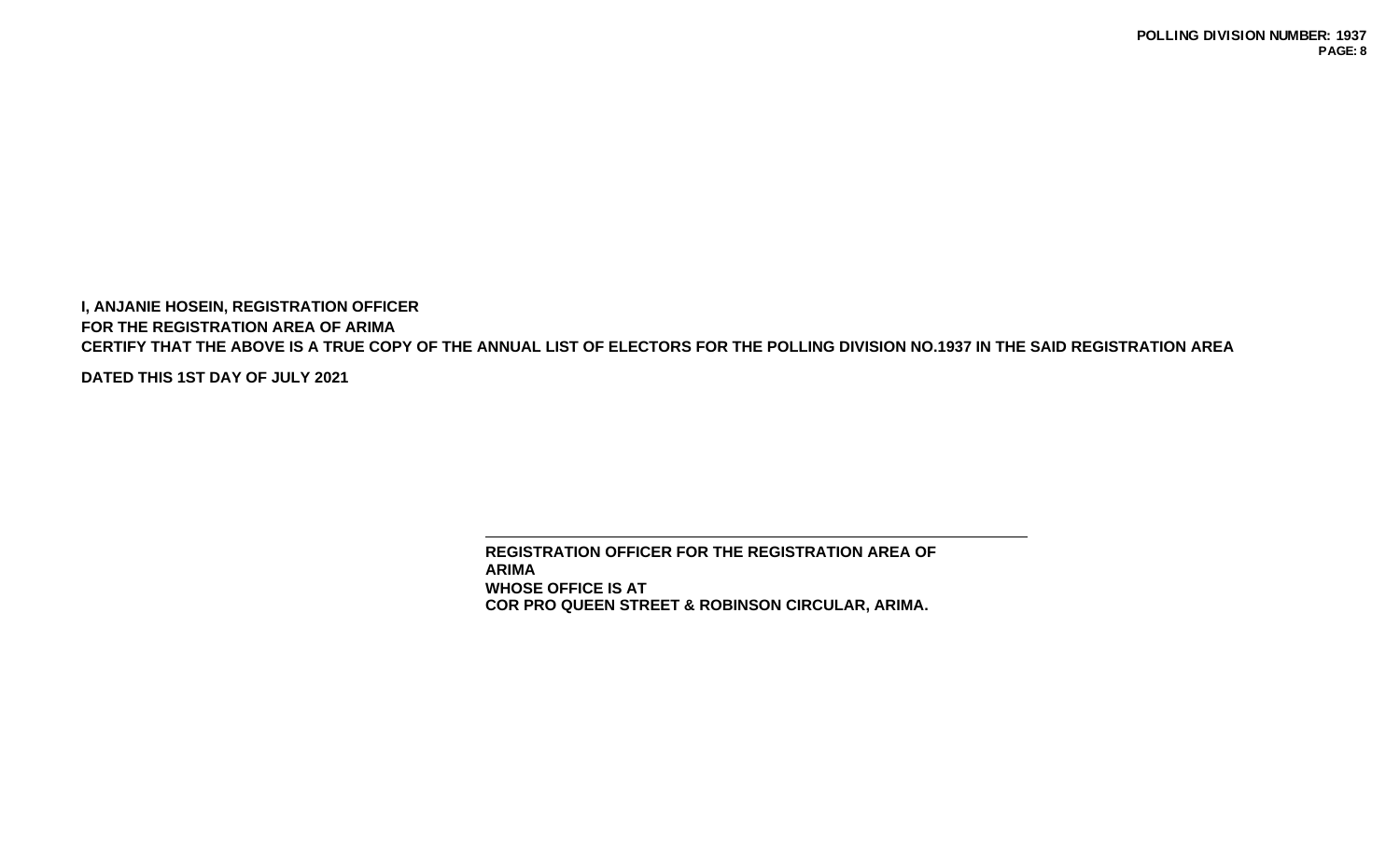**I, ANJANIE HOSEIN, REGISTRATION OFFICER**
**FOR THE REGISTRATION AREA OF ARIMA**
**CERTIFY THAT THE ABOVE IS A TRUE COPY OF THE ANNUAL LIST OF ELECTORS FOR THE POLLING DIVISION NO.1937 IN THE SAID REGISTRATION AREA**

**DATED THIS 1ST DAY OF JULY 2021**

---

**REGISTRATION OFFICER FOR THE REGISTRATION AREA OF ARIMA**
**WHOSE OFFICE IS AT**
**COR PRO QUEEN STREET & ROBINSON CIRCULAR, ARIMA.**